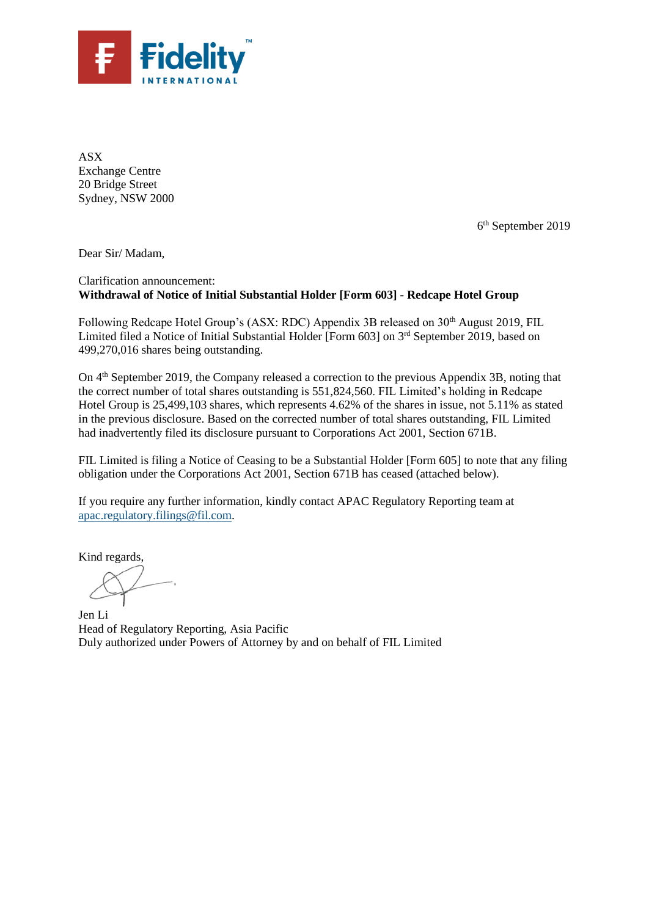ASX
Exchange Centre
20 Bridge Street
Sydney, NSW 2000

6th September 2019

Dear Sir/ Madam,

Clarification announcement:
**Withdrawal of Notice of Initial Substantial Holder [Form 603] - Redcape Hotel Group**

Following Redcape Hotel Group's (ASX: RDC) Appendix 3B released on 30th August 2019, FIL Limited filed a Notice of Initial Substantial Holder [Form 603] on 3rd September 2019, based on 499,270,016 shares being outstanding.

On 4th September 2019, the Company released a correction to the previous Appendix 3B, noting that the correct number of total shares outstanding is 551,824,560. FIL Limited's holding in Redcape Hotel Group is 25,499,103 shares, which represents 4.62% of the shares in issue, not 5.11% as stated in the previous disclosure. Based on the corrected number of total shares outstanding, FIL Limited had inadvertently filed its disclosure pursuant to Corporations Act 2001, Section 671B.

FIL Limited is filing a Notice of Ceasing to be a Substantial Holder [Form 605] to note that any filing obligation under the Corporations Act 2001, Section 671B has ceased (attached below).

If you require any further information, kindly contact APAC Regulatory Reporting team at apac.regulatory.filings@fil.com.

Kind regards,

Jen Li
Head of Regulatory Reporting, Asia Pacific
Duly authorized under Powers of Attorney by and on behalf of FIL Limited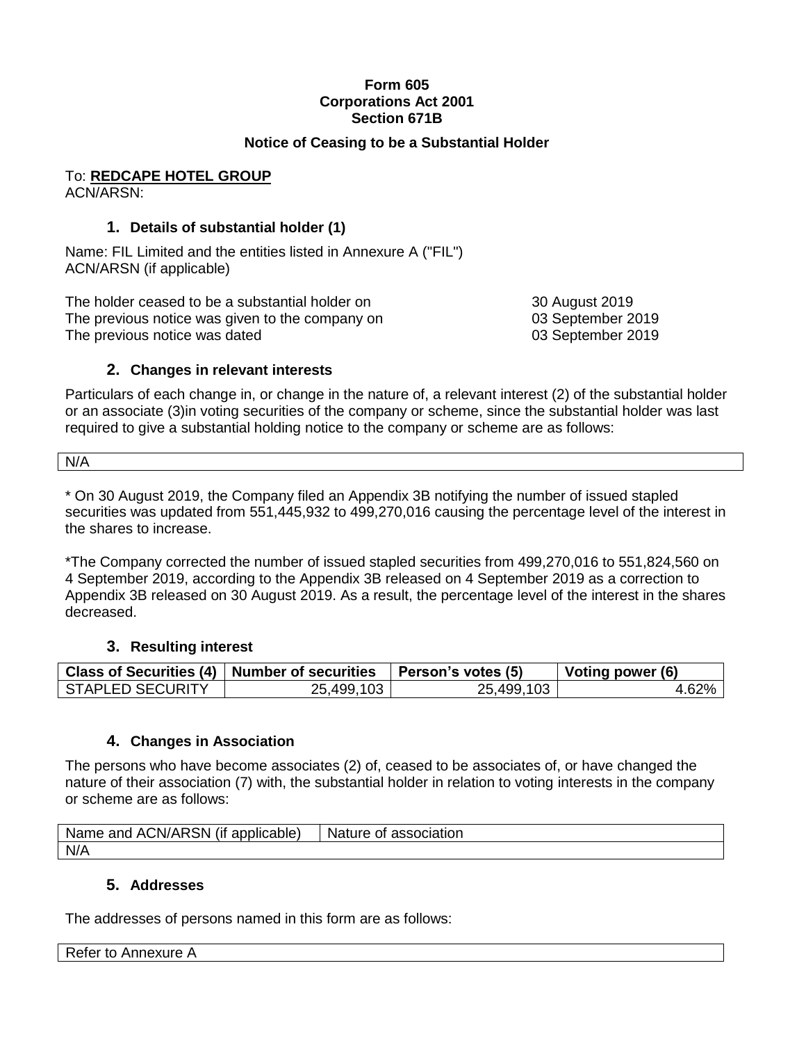**Form 605**
**Corporations Act 2001**
**Section 671B**

## Notice of Ceasing to be a Substantial Holder

To: **REDCAPE HOTEL GROUP**
ACN/ARSN:

### 1. Details of substantial holder (1)

Name: FIL Limited and the entities listed in Annexure A ("FIL")
ACN/ARSN (if applicable)

| | |
|---|---|
| The holder ceased to be a substantial holder on | 30 August 2019 |
| The previous notice was given to the company on | 03 September 2019 |
| The previous notice was dated | 03 September 2019 |

### 2. Changes in relevant interests

Particulars of each change in, or change in the nature of, a relevant interest (2) of the substantial holder or an associate (3)in voting securities of the company or scheme, since the substantial holder was last required to give a substantial holding notice to the company or scheme are as follows:

| N/A |
|---|

* On 30 August 2019, the Company filed an Appendix 3B notifying the number of issued stapled securities was updated from 551,445,932 to 499,270,016 causing the percentage level of the interest in the shares to increase.

*The Company corrected the number of issued stapled securities from 499,270,016 to 551,824,560 on 4 September 2019, according to the Appendix 3B released on 4 September 2019 as a correction to Appendix 3B released on 30 August 2019. As a result, the percentage level of the interest in the shares decreased.

### 3. Resulting interest

| Class of Securities (4) | Number of securities | Person's votes (5) | Voting power (6) |
|---|---|---|---|
| STAPLED SECURITY | 25,499,103 | 25,499,103 | 4.62% |

### 4. Changes in Association

The persons who have become associates (2) of, ceased to be associates of, or have changed the nature of their association (7) with, the substantial holder in relation to voting interests in the company or scheme are as follows:

| Name and ACN/ARSN (if applicable) | Nature of association |
|---|---|
| N/A | |

### 5. Addresses

The addresses of persons named in this form are as follows:

| Refer to Annexure A |
|---|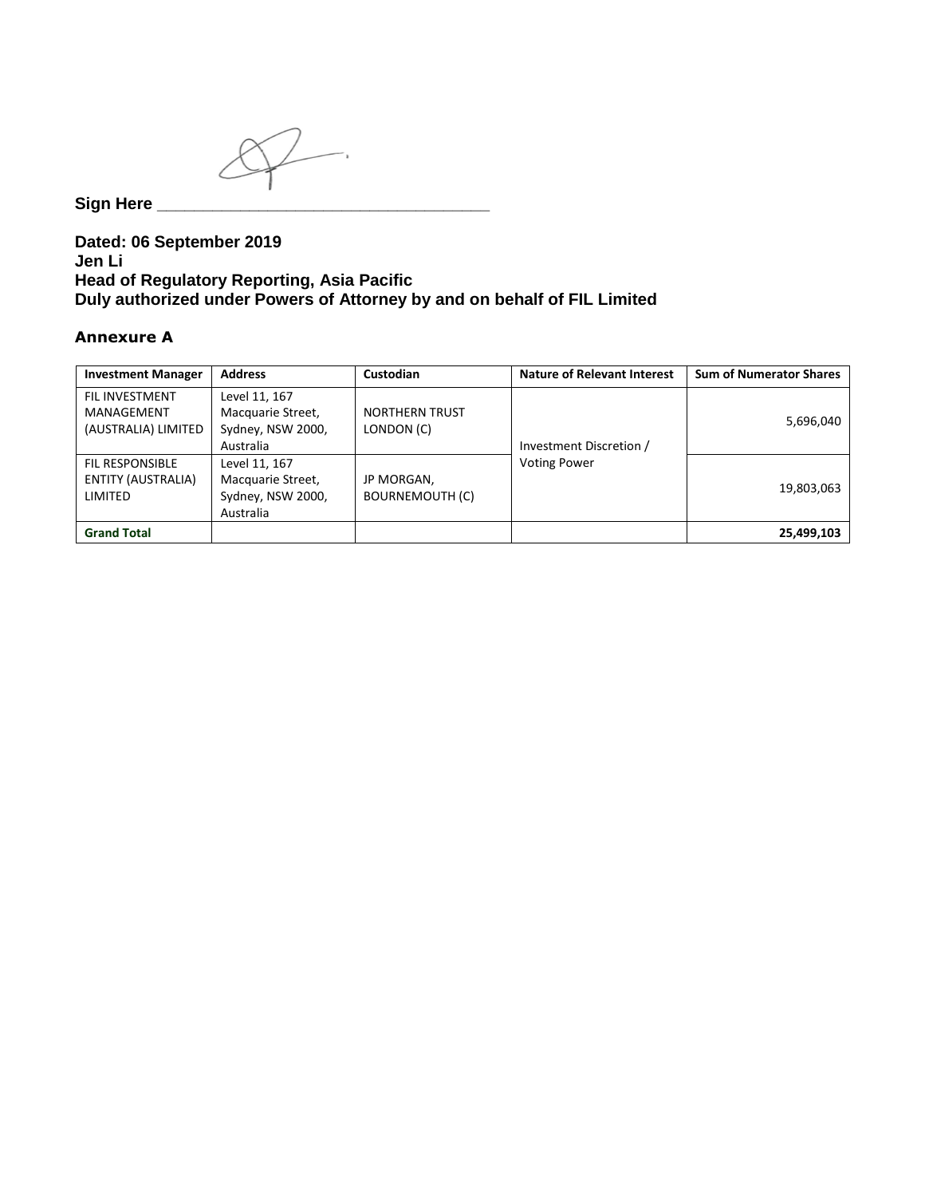Sign Here ___________________________________

**Dated: 06 September 2019**
**Jen Li**
**Head of Regulatory Reporting, Asia Pacific**
**Duly authorized under Powers of Attorney by and on behalf of FIL Limited**

### Annexure A

| Investment Manager | Address | Custodian | Nature of Relevant Interest | Sum of Numerator Shares |
|---|---|---|---|---|
| FIL INVESTMENT MANAGEMENT (AUSTRALIA) LIMITED | Level 11, 167 Macquarie Street, Sydney, NSW 2000, Australia | NORTHERN TRUST LONDON (C) | Investment Discretion / Voting Power | 5,696,040 |
| FIL RESPONSIBLE ENTITY (AUSTRALIA) LIMITED | Level 11, 167 Macquarie Street, Sydney, NSW 2000, Australia | JP MORGAN, BOURNEMOUTH (C) | | 19,803,063 |
| **Grand Total** | | | | **25,499,103** |